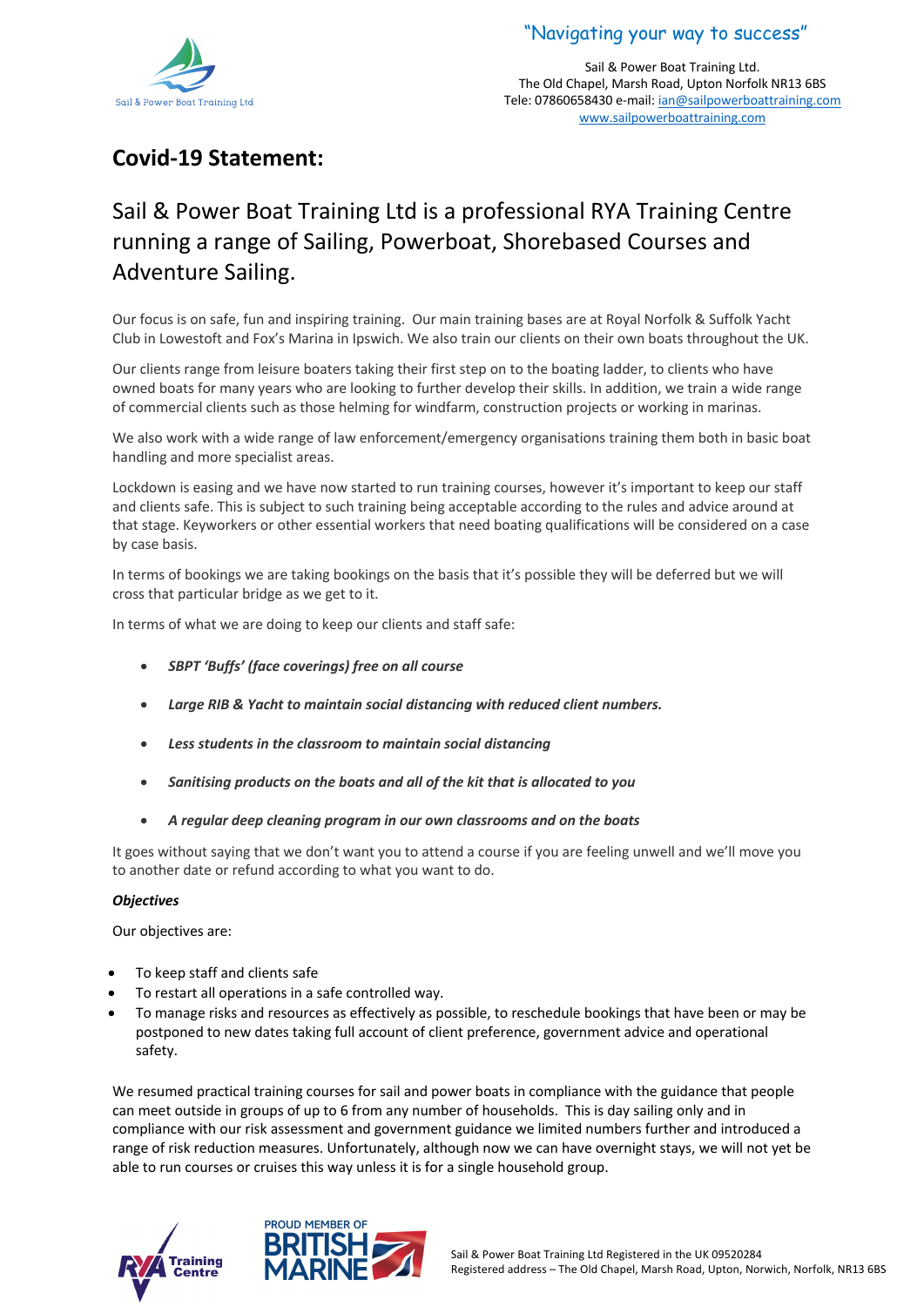"Navigating your way to success"

Sail & Power Boat Training Ltd.
The Old Chapel, Marsh Road, Upton Norfolk NR13 6BS
Tele: 07860658430 e-mail: ian@sailpowerboattraining.com
www.sailpowerboattraining.com

# Covid-19 Statement:

## Sail & Power Boat Training Ltd is a professional RYA Training Centre running a range of Sailing, Powerboat, Shorebased Courses and Adventure Sailing.

Our focus is on safe, fun and inspiring training. Our main training bases are at Royal Norfolk & Suffolk Yacht Club in Lowestoft and Fox's Marina in Ipswich. We also train our clients on their own boats throughout the UK.

Our clients range from leisure boaters taking their first step on to the boating ladder, to clients who have owned boats for many years who are looking to further develop their skills. In addition, we train a wide range of commercial clients such as those helming for windfarm, construction projects or working in marinas.

We also work with a wide range of law enforcement/emergency organisations training them both in basic boat handling and more specialist areas.

Lockdown is easing and we have now started to run training courses, however it's important to keep our staff and clients safe. This is subject to such training being acceptable according to the rules and advice around at that stage. Keyworkers or other essential workers that need boating qualifications will be considered on a case by case basis.

In terms of bookings we are taking bookings on the basis that it's possible they will be deferred but we will cross that particular bridge as we get to it.

In terms of what we are doing to keep our clients and staff safe:

- ***SBPT 'Buffs' (face coverings) free on all course***
- ***Large RIB & Yacht to maintain social distancing with reduced client numbers.***
- ***Less students in the classroom to maintain social distancing***
- ***Sanitising products on the boats and all of the kit that is allocated to you***
- ***A regular deep cleaning program in our own classrooms and on the boats***

It goes without saying that we don't want you to attend a course if you are feeling unwell and we'll move you to another date or refund according to what you want to do.

***Objectives***

Our objectives are:

- To keep staff and clients safe
- To restart all operations in a safe controlled way.
- To manage risks and resources as effectively as possible, to reschedule bookings that have been or may be postponed to new dates taking full account of client preference, government advice and operational safety.

We resumed practical training courses for sail and power boats in compliance with the guidance that people can meet outside in groups of up to 6 from any number of households. This is day sailing only and in compliance with our risk assessment and government guidance we limited numbers further and introduced a range of risk reduction measures. Unfortunately, although now we can have overnight stays, we will not yet be able to run courses or cruises this way unless it is for a single household group.

Sail & Power Boat Training Ltd Registered in the UK 09520284
Registered address – The Old Chapel, Marsh Road, Upton, Norwich, Norfolk, NR13 6BS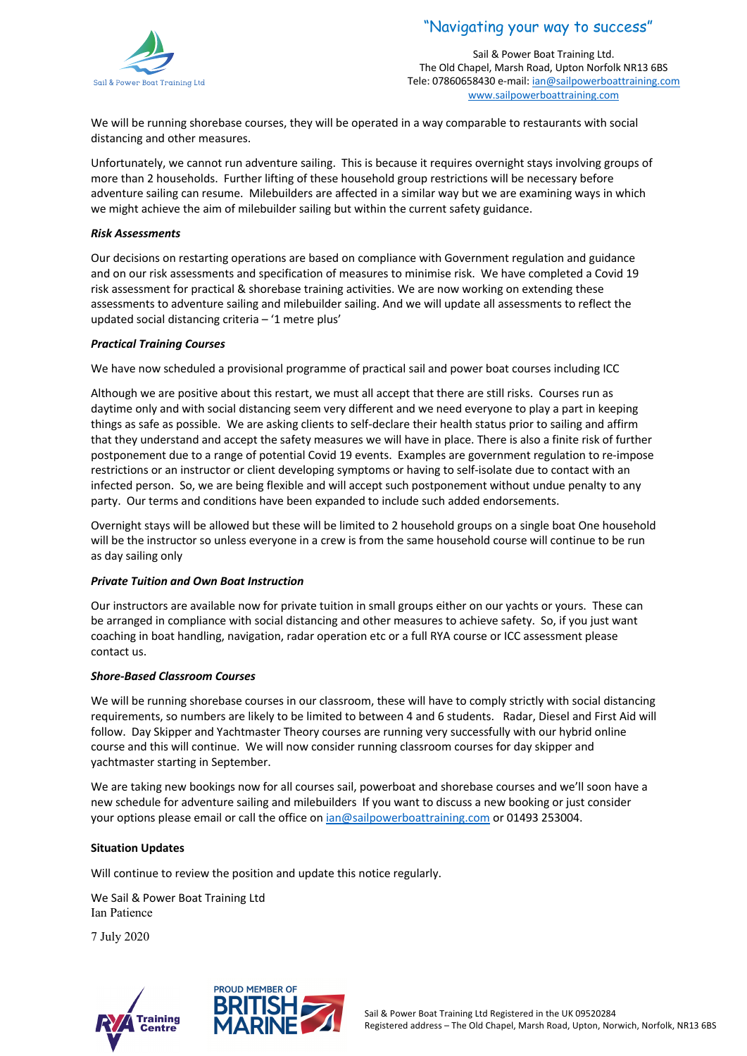"Navigating your way to success"

Sail & Power Boat Training Ltd.
The Old Chapel, Marsh Road, Upton Norfolk NR13 6BS
Tele: 07860658430 e-mail: ian@sailpowerboattraining.com
www.sailpowerboattraining.com

We will be running shorebase courses, they will be operated in a way comparable to restaurants with social distancing and other measures.

Unfortunately, we cannot run adventure sailing. This is because it requires overnight stays involving groups of more than 2 households. Further lifting of these household group restrictions will be necessary before adventure sailing can resume. Milebuilders are affected in a similar way but we are examining ways in which we might achieve the aim of milebuilder sailing but within the current safety guidance.

***Risk Assessments***

Our decisions on restarting operations are based on compliance with Government regulation and guidance and on our risk assessments and specification of measures to minimise risk. We have completed a Covid 19 risk assessment for practical & shorebase training activities. We are now working on extending these assessments to adventure sailing and milebuilder sailing. And we will update all assessments to reflect the updated social distancing criteria – '1 metre plus'

***Practical Training Courses***

We have now scheduled a provisional programme of practical sail and power boat courses including ICC

Although we are positive about this restart, we must all accept that there are still risks. Courses run as daytime only and with social distancing seem very different and we need everyone to play a part in keeping things as safe as possible. We are asking clients to self-declare their health status prior to sailing and affirm that they understand and accept the safety measures we will have in place. There is also a finite risk of further postponement due to a range of potential Covid 19 events. Examples are government regulation to re-impose restrictions or an instructor or client developing symptoms or having to self-isolate due to contact with an infected person. So, we are being flexible and will accept such postponement without undue penalty to any party. Our terms and conditions have been expanded to include such added endorsements.

Overnight stays will be allowed but these will be limited to 2 household groups on a single boat One household will be the instructor so unless everyone in a crew is from the same household course will continue to be run as day sailing only

***Private Tuition and Own Boat Instruction***

Our instructors are available now for private tuition in small groups either on our yachts or yours. These can be arranged in compliance with social distancing and other measures to achieve safety. So, if you just want coaching in boat handling, navigation, radar operation etc or a full RYA course or ICC assessment please contact us.

***Shore-Based Classroom Courses***

We will be running shorebase courses in our classroom, these will have to comply strictly with social distancing requirements, so numbers are likely to be limited to between 4 and 6 students. Radar, Diesel and First Aid will follow. Day Skipper and Yachtmaster Theory courses are running very successfully with our hybrid online course and this will continue. We will now consider running classroom courses for day skipper and yachtmaster starting in September.

We are taking new bookings now for all courses sail, powerboat and shorebase courses and we'll soon have a new schedule for adventure sailing and milebuilders If you want to discuss a new booking or just consider your options please email or call the office on ian@sailpowerboattraining.com or 01493 253004.

**Situation Updates**

Will continue to review the position and update this notice regularly.

We Sail & Power Boat Training Ltd
Ian Patience

7 July 2020

Sail & Power Boat Training Ltd Registered in the UK 09520284
Registered address – The Old Chapel, Marsh Road, Upton, Norwich, Norfolk, NR13 6BS